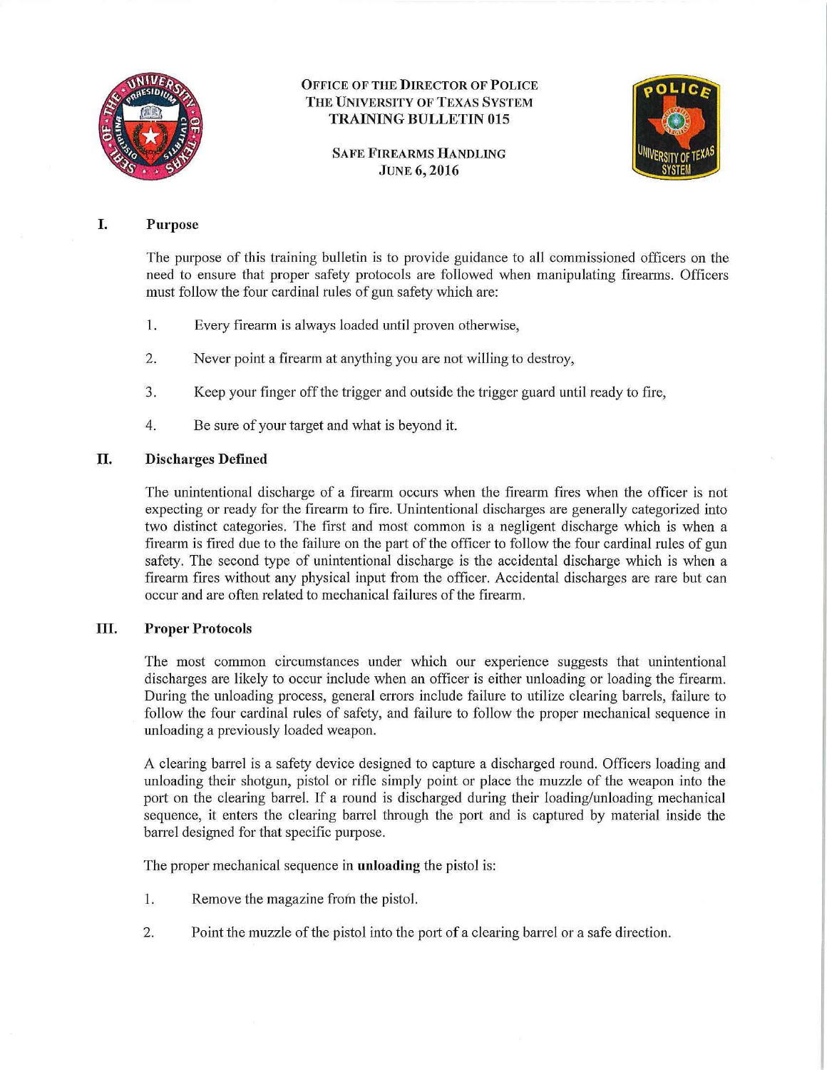**OFFICE OF THE DIRECTOR OF POLICE**
**THE UNIVERSITY OF TEXAS SYSTEM**
**TRAINING BULLETIN 015**

**SAFE FIREARMS HANDLING**
**JUNE 6, 2016**

## I. Purpose

The purpose of this training bulletin is to provide guidance to all commissioned officers on the need to ensure that proper safety protocols are followed when manipulating firearms. Officers must follow the four cardinal rules of gun safety which are:

1. Every firearm is always loaded until proven otherwise,
2. Never point a firearm at anything you are not willing to destroy,
3. Keep your finger off the trigger and outside the trigger guard until ready to fire,
4. Be sure of your target and what is beyond it.

## II. Discharges Defined

The unintentional discharge of a firearm occurs when the firearm fires when the officer is not expecting or ready for the firearm to fire. Unintentional discharges are generally categorized into two distinct categories. The first and most common is a negligent discharge which is when a firearm is fired due to the failure on the part of the officer to follow the four cardinal rules of gun safety. The second type of unintentional discharge is the accidental discharge which is when a firearm fires without any physical input from the officer. Accidental discharges are rare but can occur and are often related to mechanical failures of the firearm.

## III. Proper Protocols

The most common circumstances under which our experience suggests that unintentional discharges are likely to occur include when an officer is either unloading or loading the firearm. During the unloading process, general errors include failure to utilize clearing barrels, failure to follow the four cardinal rules of safety, and failure to follow the proper mechanical sequence in unloading a previously loaded weapon.

A clearing barrel is a safety device designed to capture a discharged round. Officers loading and unloading their shotgun, pistol or rifle simply point or place the muzzle of the weapon into the port on the clearing barrel. If a round is discharged during their loading/unloading mechanical sequence, it enters the clearing barrel through the port and is captured by material inside the barrel designed for that specific purpose.

The proper mechanical sequence in **unloading** the pistol is:

1. Remove the magazine from the pistol.
2. Point the muzzle of the pistol into the port of a clearing barrel or a safe direction.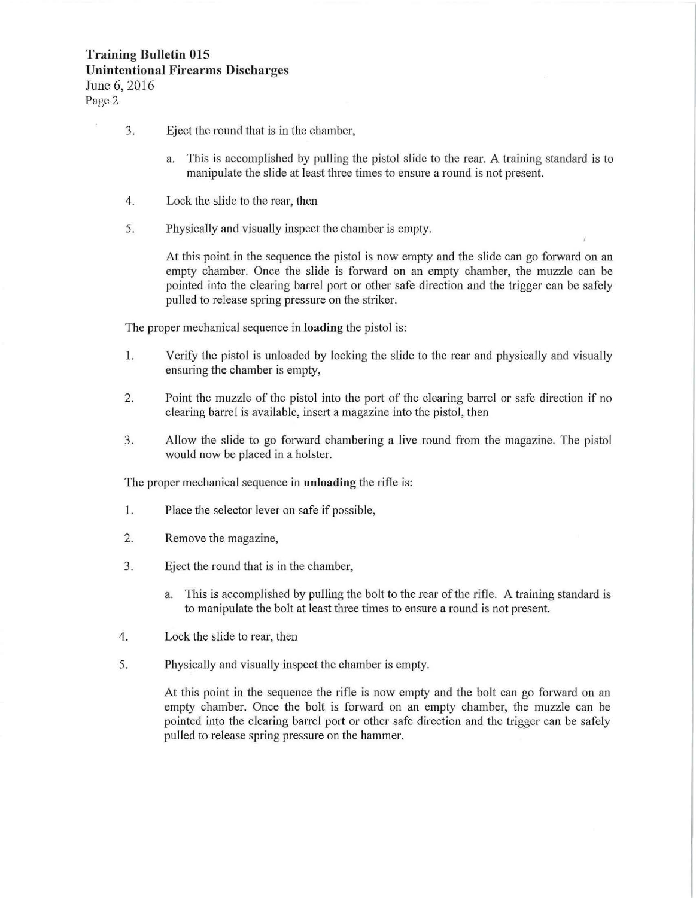3. Eject the round that is in the chamber,

   a. This is accomplished by pulling the pistol slide to the rear. A training standard is to manipulate the slide at least three times to ensure a round is not present.

4. Lock the slide to the rear, then

5. Physically and visually inspect the chamber is empty.

   At this point in the sequence the pistol is now empty and the slide can go forward on an empty chamber. Once the slide is forward on an empty chamber, the muzzle can be pointed into the clearing barrel port or other safe direction and the trigger can be safely pulled to release spring pressure on the striker.

The proper mechanical sequence in **loading** the pistol is:

1. Verify the pistol is unloaded by locking the slide to the rear and physically and visually ensuring the chamber is empty,

2. Point the muzzle of the pistol into the port of the clearing barrel or safe direction if no clearing barrel is available, insert a magazine into the pistol, then

3. Allow the slide to go forward chambering a live round from the magazine. The pistol would now be placed in a holster.

The proper mechanical sequence in **unloading** the rifle is:

1. Place the selector lever on safe if possible,

2. Remove the magazine,

3. Eject the round that is in the chamber,

   a. This is accomplished by pulling the bolt to the rear of the rifle. A training standard is to manipulate the bolt at least three times to ensure a round is not present.

4. Lock the slide to rear, then

5. Physically and visually inspect the chamber is empty.

   At this point in the sequence the rifle is now empty and the bolt can go forward on an empty chamber. Once the bolt is forward on an empty chamber, the muzzle can be pointed into the clearing barrel port or other safe direction and the trigger can be safely pulled to release spring pressure on the hammer.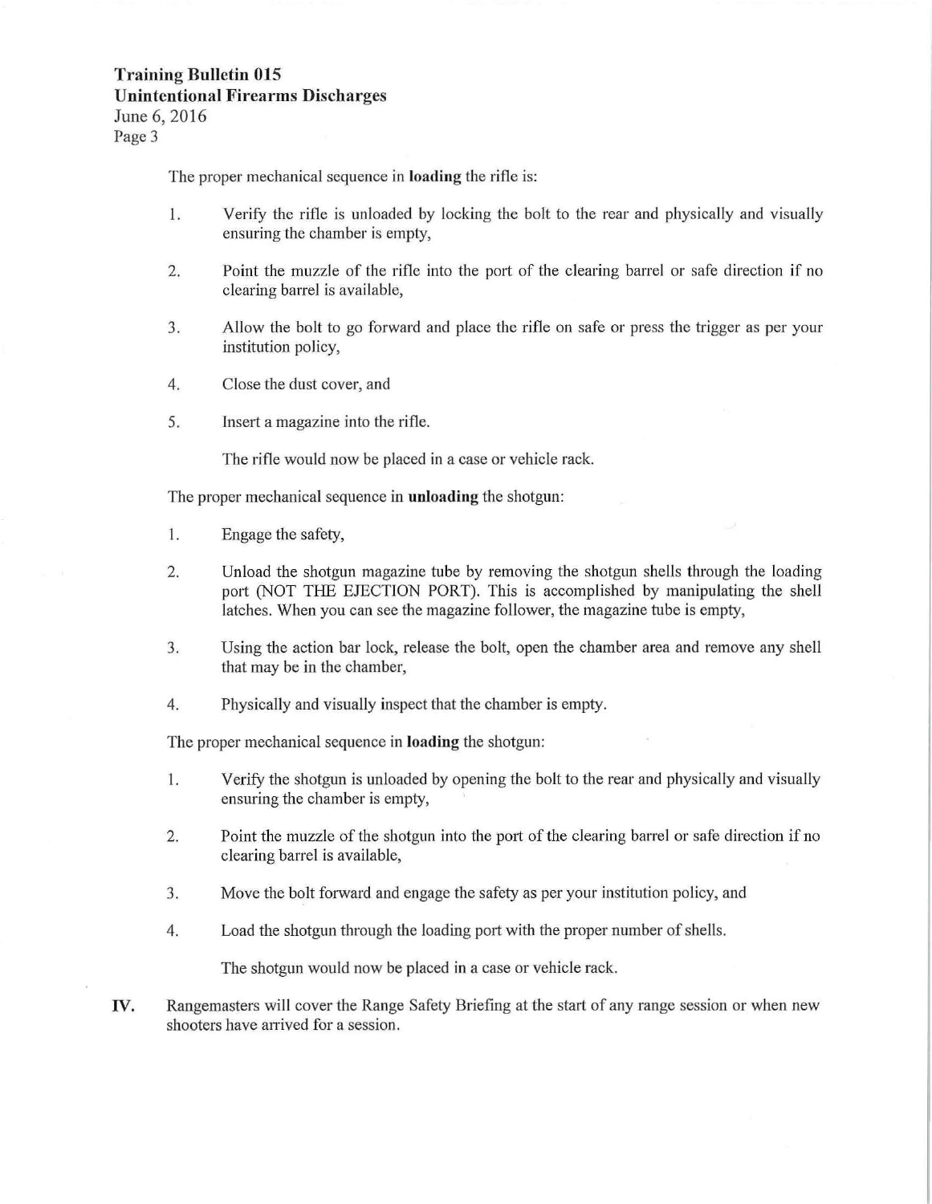The proper mechanical sequence in **loading** the rifle is:

1. Verify the rifle is unloaded by locking the bolt to the rear and physically and visually ensuring the chamber is empty,
2. Point the muzzle of the rifle into the port of the clearing barrel or safe direction if no clearing barrel is available,
3. Allow the bolt to go forward and place the rifle on safe or press the trigger as per your institution policy,
4. Close the dust cover, and
5. Insert a magazine into the rifle.

   The rifle would now be placed in a case or vehicle rack.

The proper mechanical sequence in **unloading** the shotgun:

1. Engage the safety,
2. Unload the shotgun magazine tube by removing the shotgun shells through the loading port (NOT THE EJECTION PORT). This is accomplished by manipulating the shell latches. When you can see the magazine follower, the magazine tube is empty,
3. Using the action bar lock, release the bolt, open the chamber area and remove any shell that may be in the chamber,
4. Physically and visually inspect that the chamber is empty.

The proper mechanical sequence in **loading** the shotgun:

1. Verify the shotgun is unloaded by opening the bolt to the rear and physically and visually ensuring the chamber is empty,
2. Point the muzzle of the shotgun into the port of the clearing barrel or safe direction if no clearing barrel is available,
3. Move the bolt forward and engage the safety as per your institution policy, and
4. Load the shotgun through the loading port with the proper number of shells.

   The shotgun would now be placed in a case or vehicle rack.

**IV.** Rangemasters will cover the Range Safety Briefing at the start of any range session or when new shooters have arrived for a session.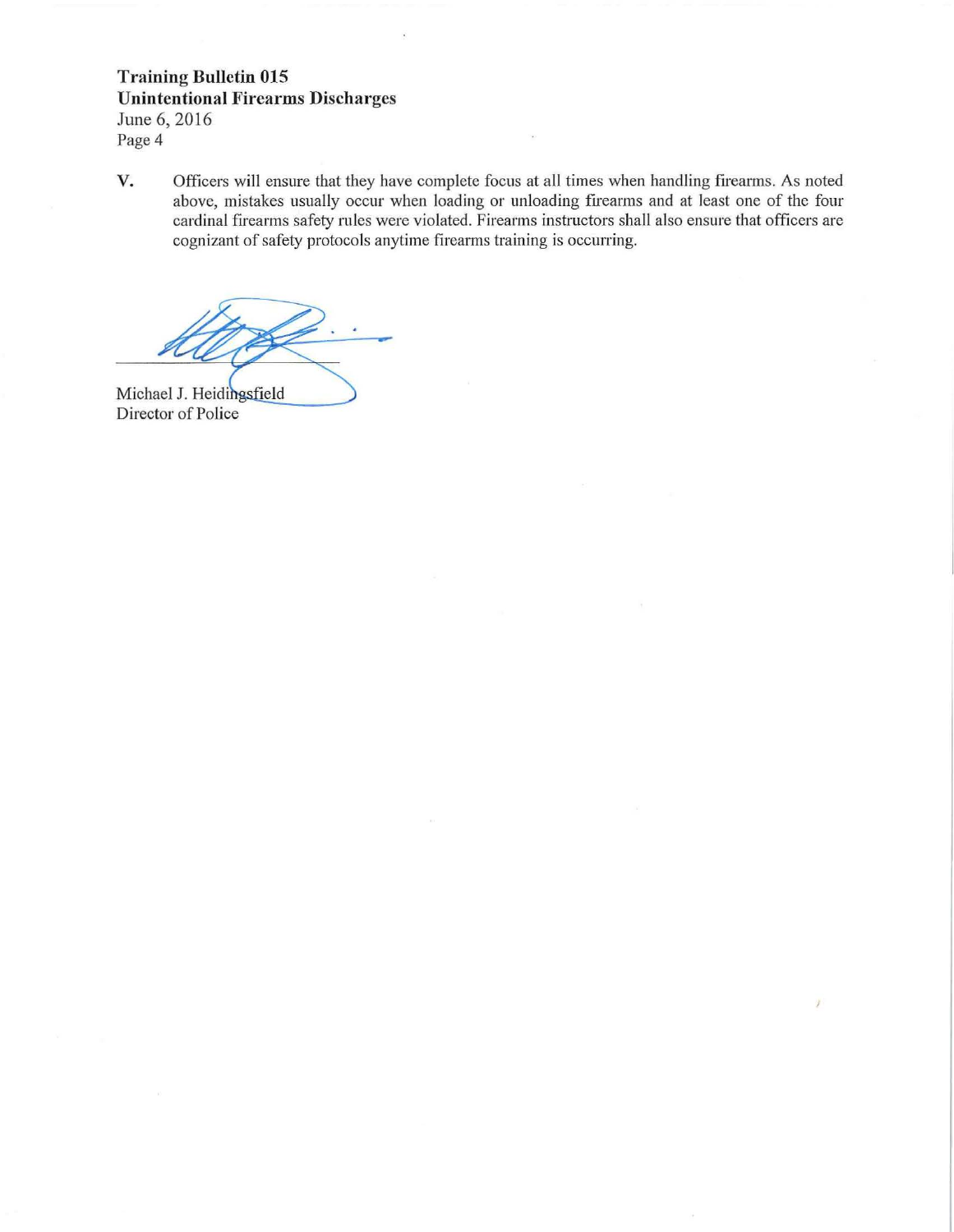V. Officers will ensure that they have complete focus at all times when handling firearms. As noted above, mistakes usually occur when loading or unloading firearms and at least one of the four cardinal firearms safety rules were violated. Firearms instructors shall also ensure that officers are cognizant of safety protocols anytime firearms training is occurring.

Michael J. Heidingsfield
Director of Police